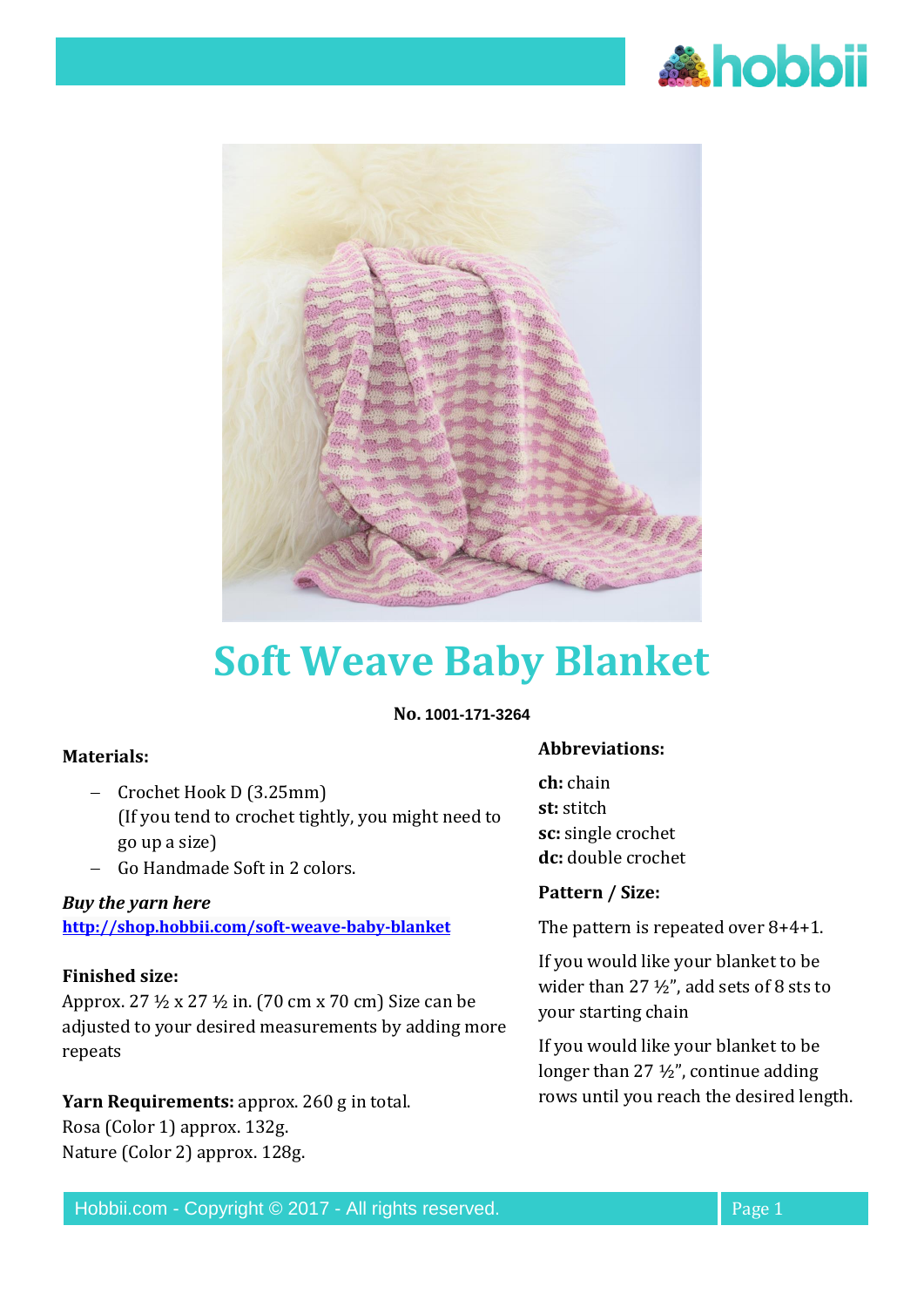# Soft Weave Baby Blanket

**No. 1001-171-3264**

**Materials:**

- Crochet Hook D (3.25mm)
  (If you tend to crochet tightly, you might need to go up a size)
- Go Handmade Soft in 2 colors.

***Buy the yarn here***
**http://shop.hobbii.com/soft-weave-baby-blanket**

**Finished size:**
Approx. 27 ½ x 27 ½ in. (70 cm x 70 cm) Size can be adjusted to your desired measurements by adding more repeats

**Yarn Requirements:** approx. 260 g in total.
Rosa (Color 1) approx. 132g.
Nature (Color 2) approx. 128g.

**Abbreviations:**

**ch:** chain
**st:** stitch
**sc:** single crochet
**dc:** double crochet

**Pattern / Size:**

The pattern is repeated over 8+4+1.

If you would like your blanket to be wider than 27 ½", add sets of 8 sts to your starting chain

If you would like your blanket to be longer than 27 ½", continue adding rows until you reach the desired length.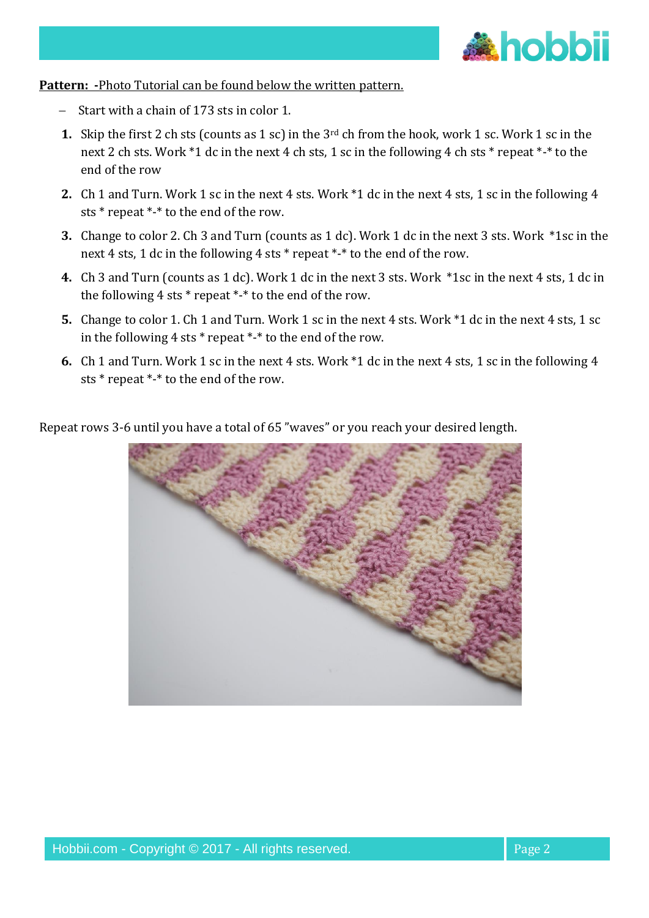**Pattern:** -Photo Tutorial can be found below the written pattern.

- Start with a chain of 173 sts in color 1.

1. Skip the first 2 ch sts (counts as 1 sc) in the 3rd ch from the hook, work 1 sc. Work 1 sc in the next 2 ch sts. Work *1 dc in the next 4 ch sts, 1 sc in the following 4 ch sts * repeat *-* to the end of the row
2. Ch 1 and Turn. Work 1 sc in the next 4 sts. Work *1 dc in the next 4 sts, 1 sc in the following 4 sts * repeat *-* to the end of the row.
3. Change to color 2. Ch 3 and Turn (counts as 1 dc). Work 1 dc in the next 3 sts. Work *1sc in the next 4 sts, 1 dc in the following 4 sts * repeat *-* to the end of the row.
4. Ch 3 and Turn (counts as 1 dc). Work 1 dc in the next 3 sts. Work *1sc in the next 4 sts, 1 dc in the following 4 sts * repeat *-* to the end of the row.
5. Change to color 1. Ch 1 and Turn. Work 1 sc in the next 4 sts. Work *1 dc in the next 4 sts, 1 sc in the following 4 sts * repeat *-* to the end of the row.
6. Ch 1 and Turn. Work 1 sc in the next 4 sts. Work *1 dc in the next 4 sts, 1 sc in the following 4 sts * repeat *-* to the end of the row.

Repeat rows 3-6 until you have a total of 65 "waves" or you reach your desired length.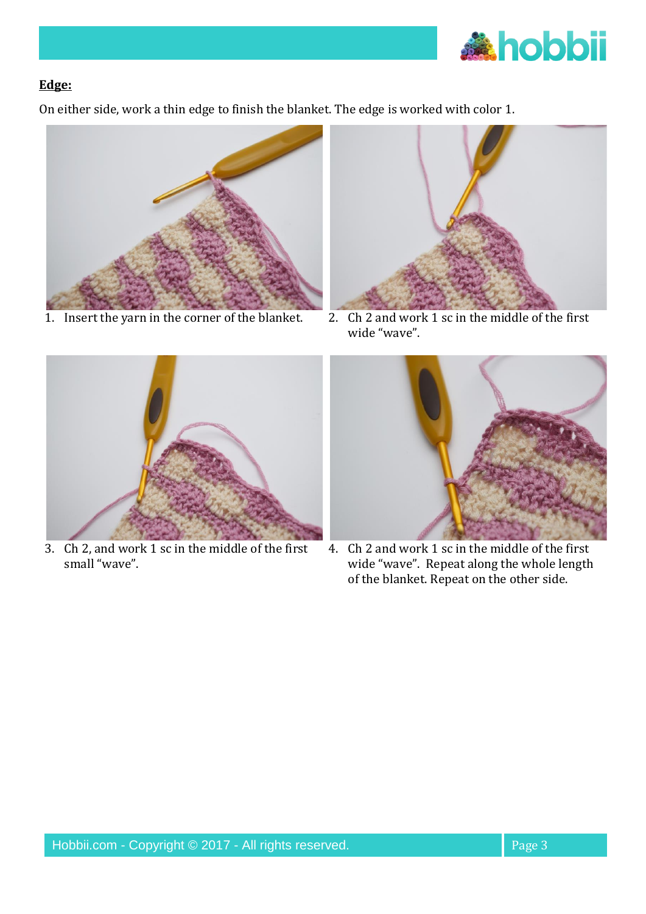**Edge:**

On either side, work a thin edge to finish the blanket. The edge is worked with color 1.

1. Insert the yarn in the corner of the blanket.
2. Ch 2 and work 1 sc in the middle of the first wide "wave".
3. Ch 2, and work 1 sc in the middle of the first small "wave".
4. Ch 2 and work 1 sc in the middle of the first wide "wave". Repeat along the whole length of the blanket. Repeat on the other side.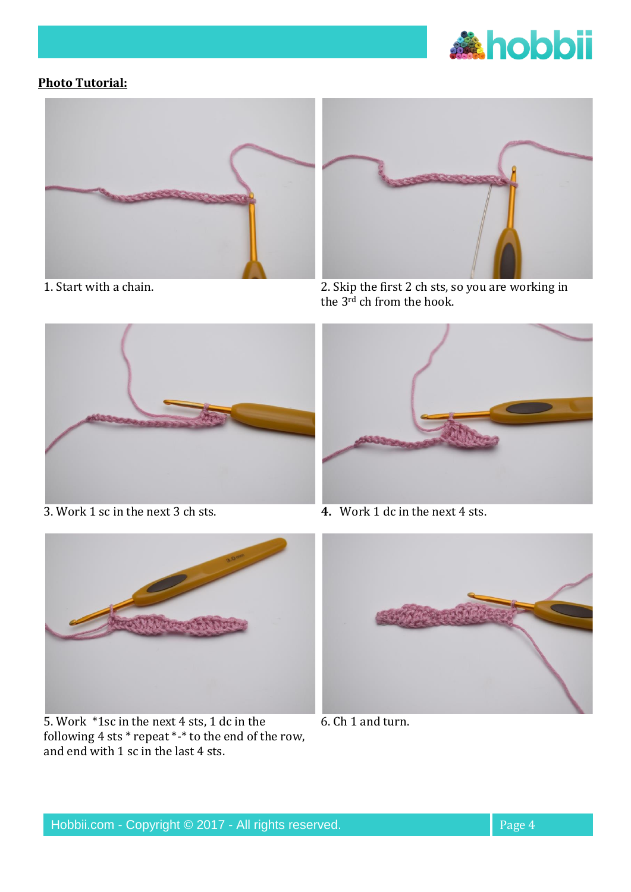**Photo Tutorial:**

1. Start with a chain.

2. Skip the first 2 ch sts, so you are working in the 3rd ch from the hook.

3. Work 1 sc in the next 3 ch sts.

**4.** Work 1 dc in the next 4 sts.

5. Work *1sc in the next 4 sts, 1 dc in the following 4 sts * repeat *-* to the end of the row, and end with 1 sc in the last 4 sts.

6. Ch 1 and turn.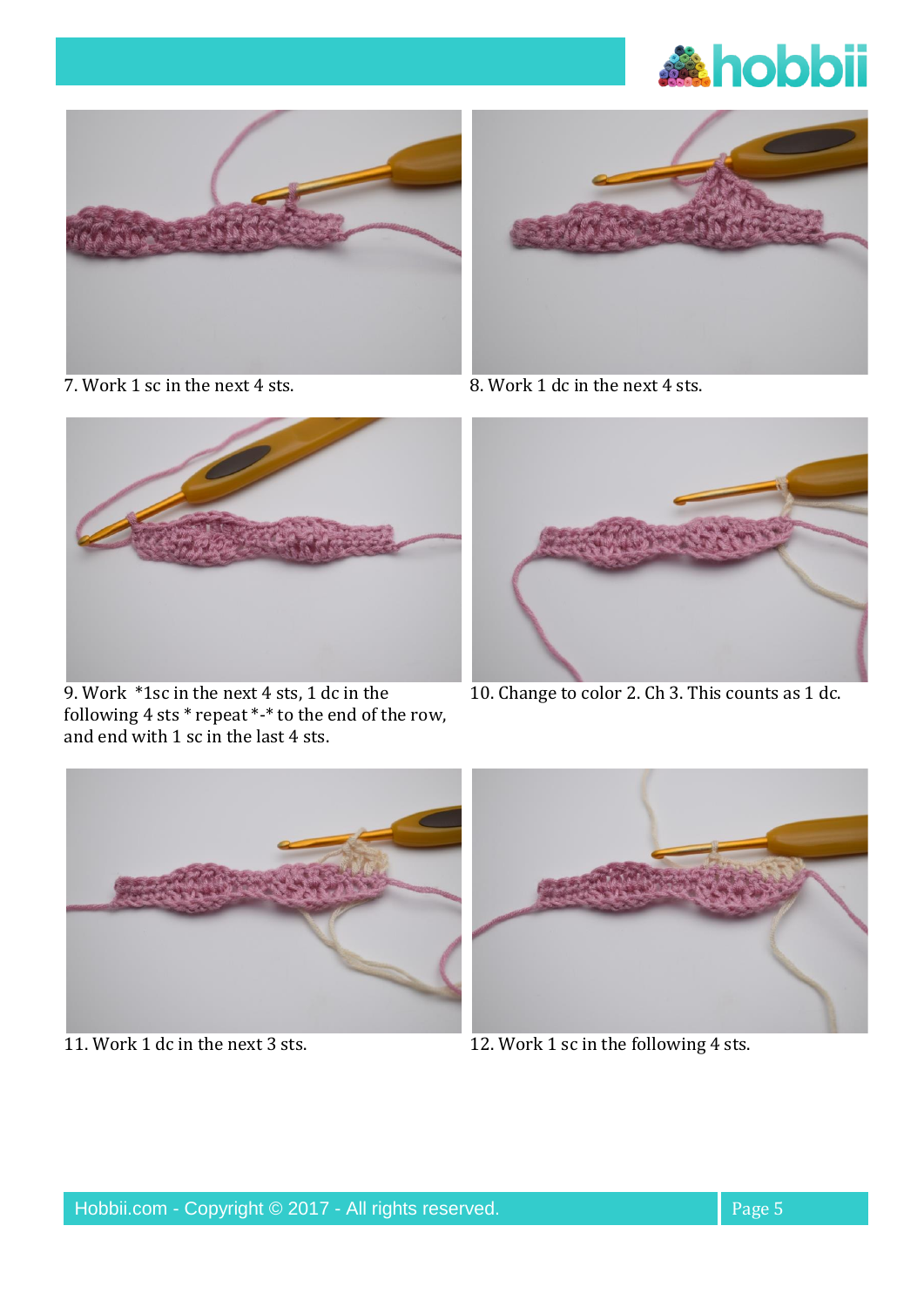7. Work 1 sc in the next 4 sts.

8. Work 1 dc in the next 4 sts.

9. Work *1sc in the next 4 sts, 1 dc in the following 4 sts * repeat *-* to the end of the row, and end with 1 sc in the last 4 sts.

10. Change to color 2. Ch 3. This counts as 1 dc.

11. Work 1 dc in the next 3 sts.

12. Work 1 sc in the following 4 sts.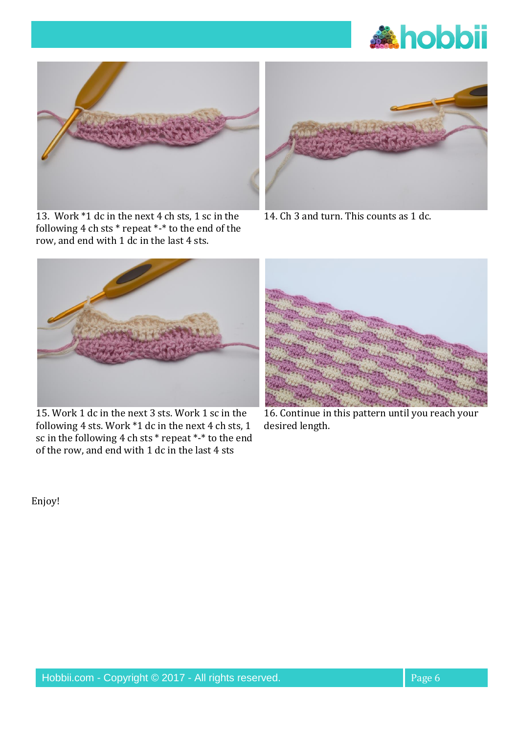13. Work *1 dc in the next 4 ch sts, 1 sc in the following 4 ch sts * repeat *-* to the end of the row, and end with 1 dc in the last 4 sts.

14. Ch 3 and turn. This counts as 1 dc.

15. Work 1 dc in the next 3 sts. Work 1 sc in the following 4 sts. Work *1 dc in the next 4 ch sts, 1 sc in the following 4 ch sts * repeat *-* to the end of the row, and end with 1 dc in the last 4 sts

16. Continue in this pattern until you reach your desired length.

Enjoy!